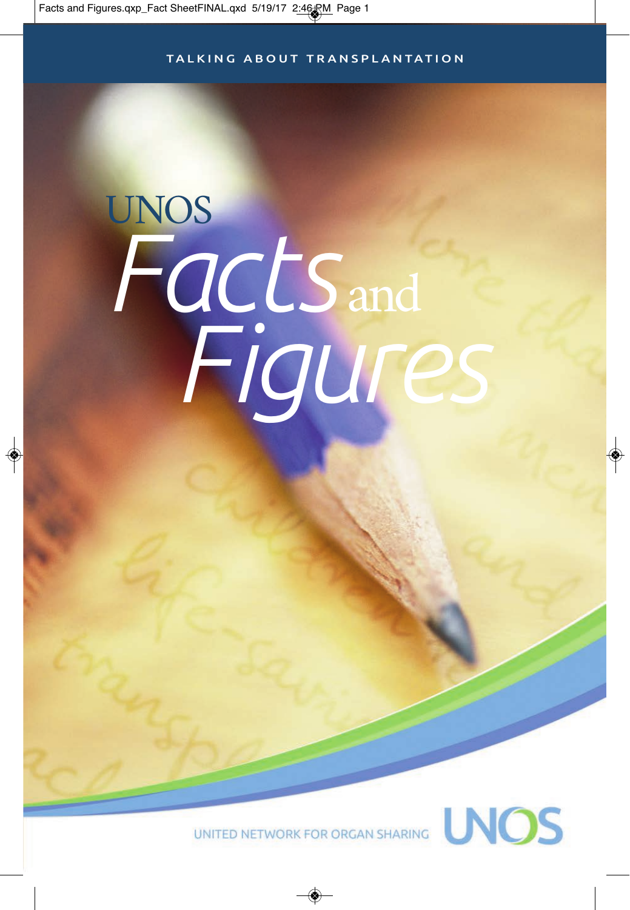TALKING ABOUT TRANSPLANTATION

# UNOS *Facts* and *Figures*

UNITED NETWORK FOR ORGAN SHARING

UNOS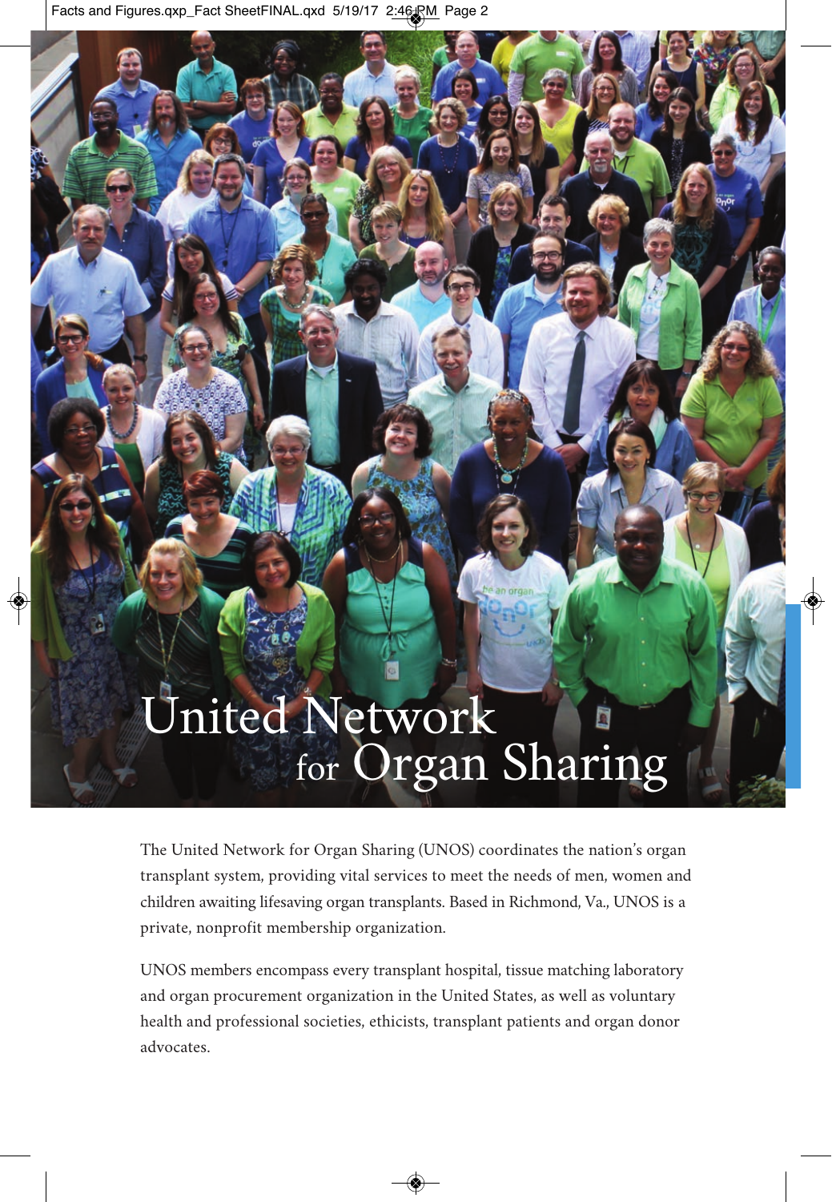# United Network for Organ Sharing

The United Network for Organ Sharing (UNOS) coordinates the nation's organ transplant system, providing vital services to meet the needs of men, women and children awaiting lifesaving organ transplants. Based in Richmond, Va., UNOS is a private, nonprofit membership organization.

UNOS members encompass every transplant hospital, tissue matching laboratory and organ procurement organization in the United States, as well as voluntary health and professional societies, ethicists, transplant patients and organ donor advocates.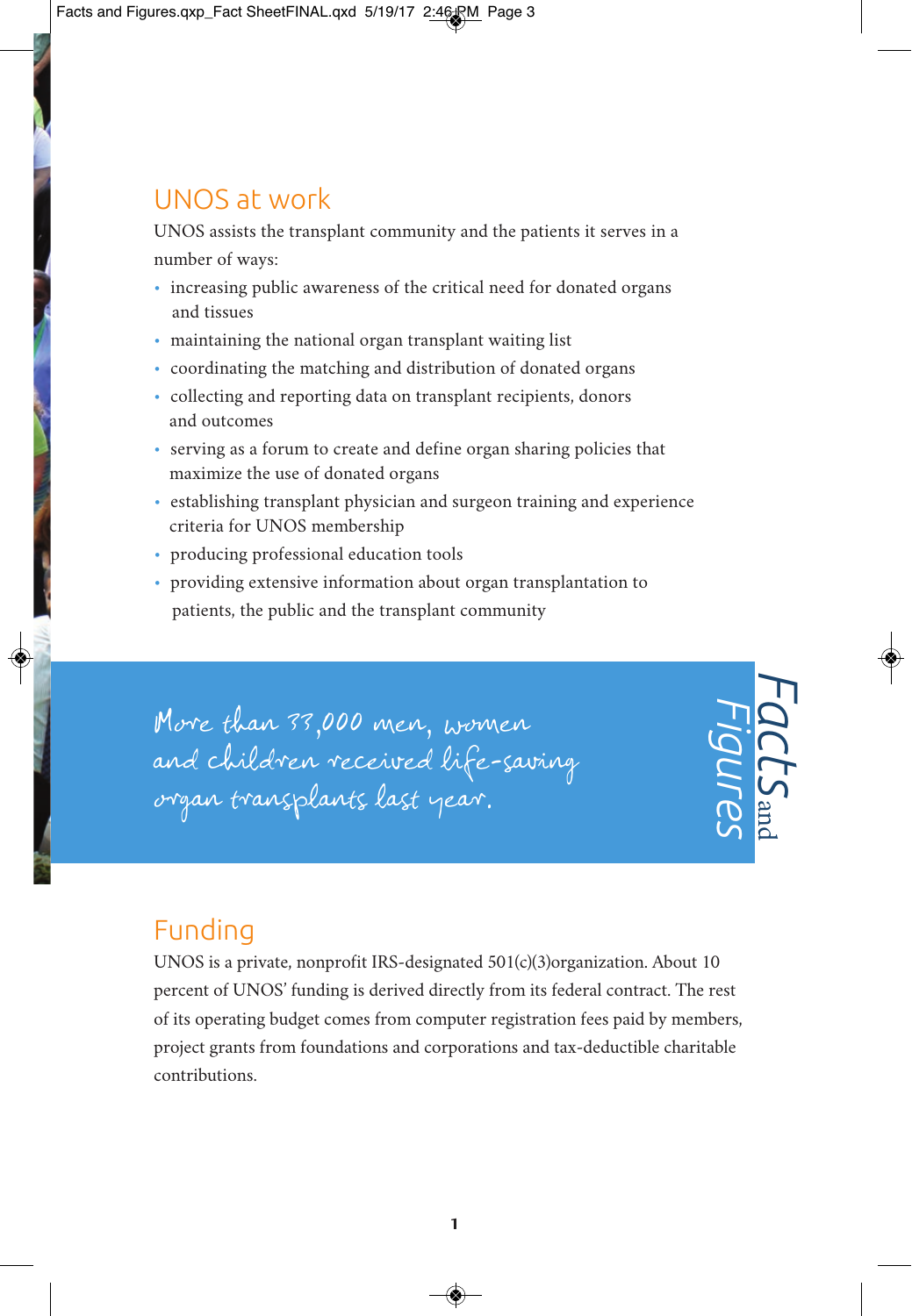## UNOS at work

UNOS assists the transplant community and the patients it serves in a number of ways:

- increasing public awareness of the critical need for donated organs and tissues
- maintaining the national organ transplant waiting list
- coordinating the matching and distribution of donated organs
- collecting and reporting data on transplant recipients, donors and outcomes
- serving as a forum to create and define organ sharing policies that maximize the use of donated organs
- establishing transplant physician and surgeon training and experience criteria for UNOS membership
- producing professional education tools
- providing extensive information about organ transplantation to patients, the public and the transplant community

*More than 33,000 men, women and children received life-saving organ transplants last year.*

Facts and Figures

## Funding

UNOS is a private, nonprofit IRS-designated 501(c)(3)organization. About 10 percent of UNOS' funding is derived directly from its federal contract. The rest of its operating budget comes from computer registration fees paid by members, project grants from foundations and corporations and tax-deductible charitable contributions.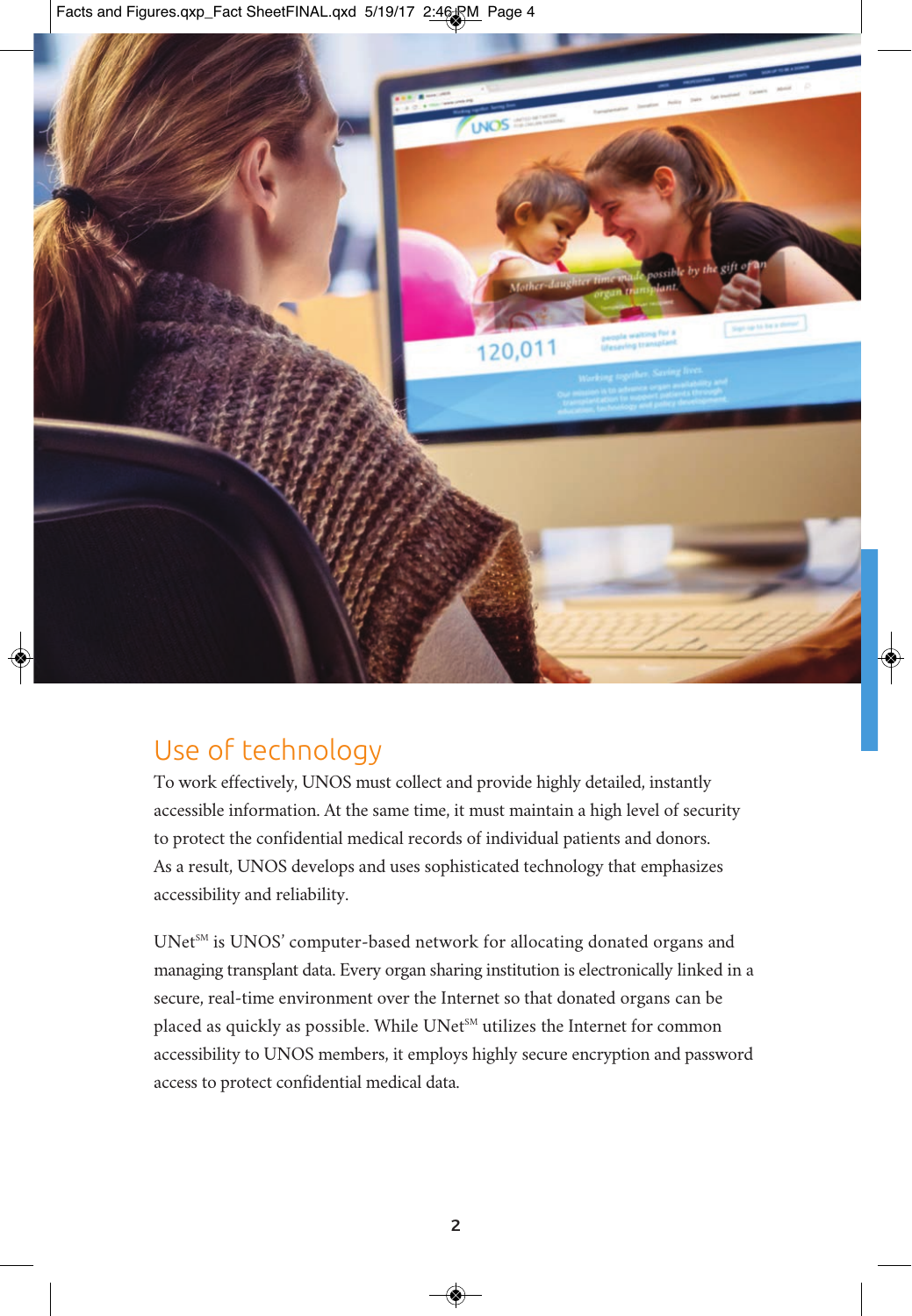## Use of technology

To work effectively, UNOS must collect and provide highly detailed, instantly accessible information. At the same time, it must maintain a high level of security to protect the confidential medical records of individual patients and donors. As a result, UNOS develops and uses sophisticated technology that emphasizes accessibility and reliability.

UNet℠ is UNOS' computer-based network for allocating donated organs and managing transplant data. Every organ sharing institution is electronically linked in a secure, real-time environment over the Internet so that donated organs can be placed as quickly as possible. While UNet℠ utilizes the Internet for common accessibility to UNOS members, it employs highly secure encryption and password access to protect confidential medical data.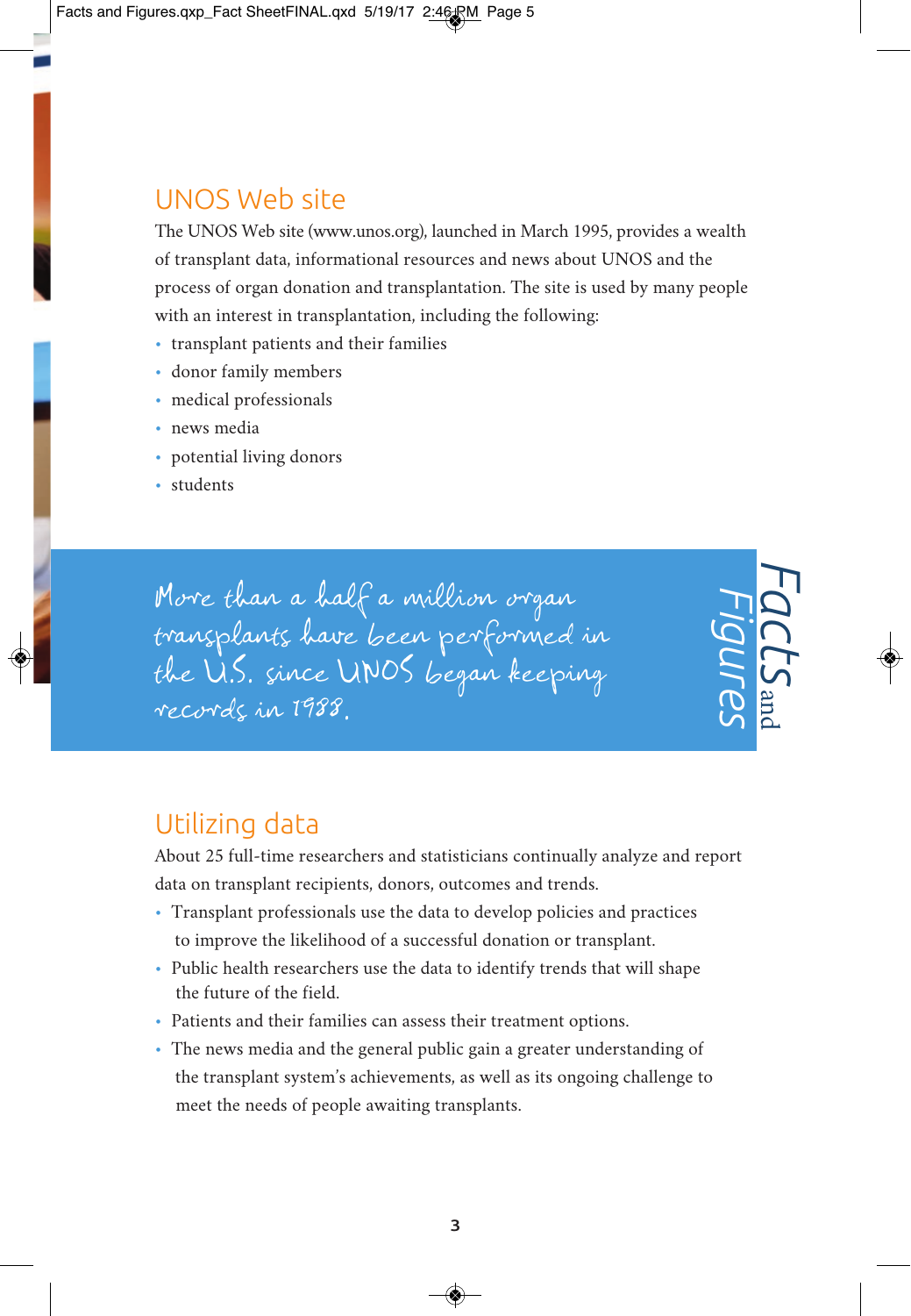## UNOS Web site

The UNOS Web site (www.unos.org), launched in March 1995, provides a wealth of transplant data, informational resources and news about UNOS and the process of organ donation and transplantation. The site is used by many people with an interest in transplantation, including the following:

- transplant patients and their families
- donor family members
- medical professionals
- news media
- potential living donors
- students

*More than a half a million organ transplants have been performed in the U.S. since UNOS began keeping records in 1988.*

## Utilizing data

About 25 full-time researchers and statisticians continually analyze and report data on transplant recipients, donors, outcomes and trends.

- Transplant professionals use the data to develop policies and practices to improve the likelihood of a successful donation or transplant.
- Public health researchers use the data to identify trends that will shape the future of the field.
- Patients and their families can assess their treatment options.
- The news media and the general public gain a greater understanding of the transplant system's achievements, as well as its ongoing challenge to meet the needs of people awaiting transplants.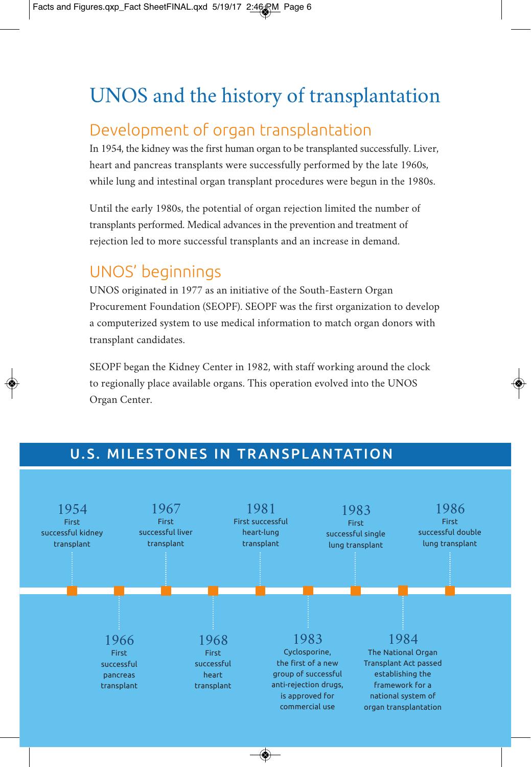# UNOS and the history of transplantation

## Development of organ transplantation

In 1954, the kidney was the first human organ to be transplanted successfully. Liver, heart and pancreas transplants were successfully performed by the late 1960s, while lung and intestinal organ transplant procedures were begun in the 1980s.

Until the early 1980s, the potential of organ rejection limited the number of transplants performed. Medical advances in the prevention and treatment of rejection led to more successful transplants and an increase in demand.

## UNOS' beginnings

UNOS originated in 1977 as an initiative of the South-Eastern Organ Procurement Foundation (SEOPF). SEOPF was the first organization to develop a computerized system to use medical information to match organ donors with transplant candidates.

SEOPF began the Kidney Center in 1982, with staff working around the clock to regionally place available organs. This operation evolved into the UNOS Organ Center.

## U.S. MILESTONES IN TRANSPLANTATION

- **1954** First successful kidney transplant
- **1966** First successful pancreas transplant
- **1967** First successful liver transplant
- **1968** First successful heart transplant
- **1981** First successful heart-lung transplant
- **1983** Cyclosporine, the first of a new group of successful anti-rejection drugs, is approved for commercial use
- **1983** First successful single lung transplant
- **1984** The National Organ Transplant Act passed establishing the framework for a national system of organ transplantation
- **1986** First successful double lung transplant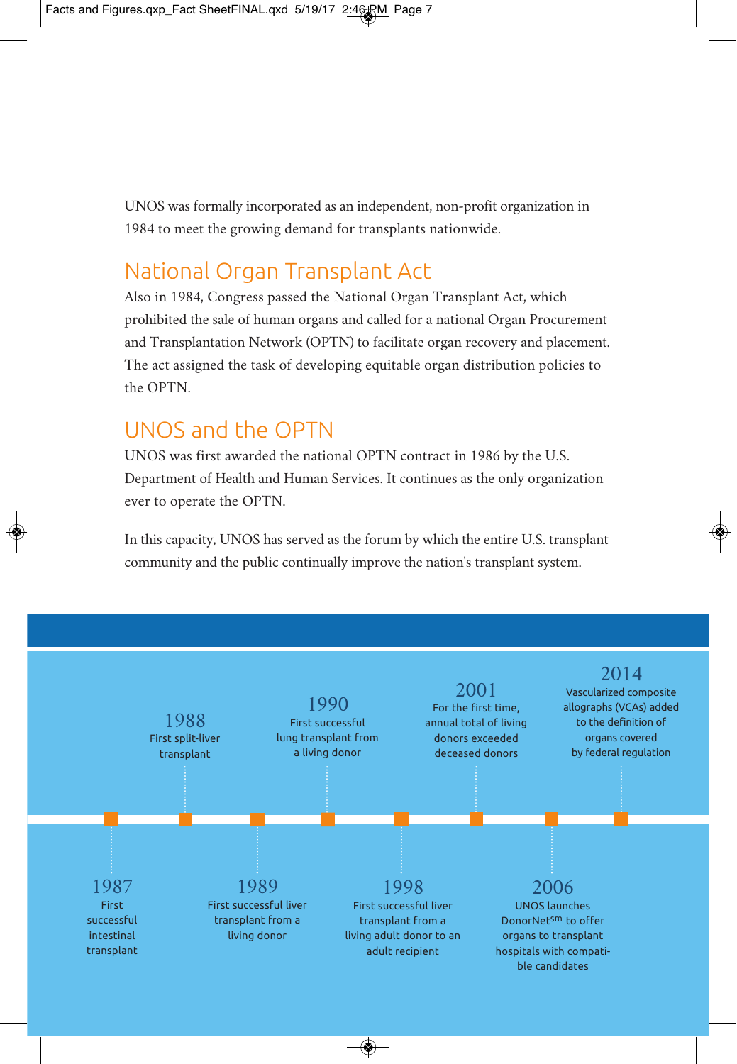UNOS was formally incorporated as an independent, non-profit organization in 1984 to meet the growing demand for transplants nationwide.

## National Organ Transplant Act

Also in 1984, Congress passed the National Organ Transplant Act, which prohibited the sale of human organs and called for a national Organ Procurement and Transplantation Network (OPTN) to facilitate organ recovery and placement. The act assigned the task of developing equitable organ distribution policies to the OPTN.

## UNOS and the OPTN

UNOS was first awarded the national OPTN contract in 1986 by the U.S. Department of Health and Human Services. It continues as the only organization ever to operate the OPTN.

In this capacity, UNOS has served as the forum by which the entire U.S. transplant community and the public continually improve the nation's transplant system.

**1987**
First successful intestinal transplant

**1988**
First split-liver transplant

**1989**
First successful liver transplant from a living donor

**1990**
First successful lung transplant from a living donor

**1998**
First successful liver transplant from a living adult donor to an adult recipient

**2001**
For the first time, annual total of living donors exceeded deceased donors

**2006**
UNOS launches DonorNet[sm] to offer organs to transplant hospitals with compatible candidates

**2014**
Vascularized composite allographs (VCAs) added to the definition of organs covered by federal regulation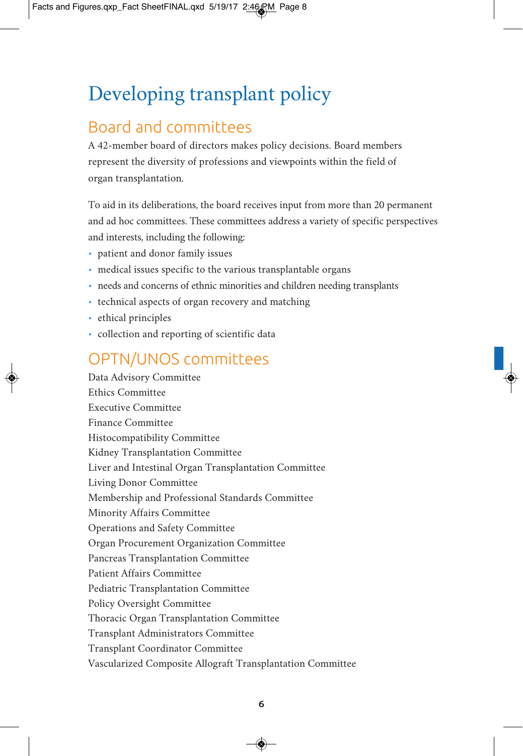# Developing transplant policy

## Board and committees

A 42-member board of directors makes policy decisions. Board members represent the diversity of professions and viewpoints within the field of organ transplantation.

To aid in its deliberations, the board receives input from more than 20 permanent and ad hoc committees. These committees address a variety of specific perspectives and interests, including the following:

- patient and donor family issues
- medical issues specific to the various transplantable organs
- needs and concerns of ethnic minorities and children needing transplants
- technical aspects of organ recovery and matching
- ethical principles
- collection and reporting of scientific data

## OPTN/UNOS committees

Data Advisory Committee
Ethics Committee
Executive Committee
Finance Committee
Histocompatibility Committee
Kidney Transplantation Committee
Liver and Intestinal Organ Transplantation Committee
Living Donor Committee
Membership and Professional Standards Committee
Minority Affairs Committee
Operations and Safety Committee
Organ Procurement Organization Committee
Pancreas Transplantation Committee
Patient Affairs Committee
Pediatric Transplantation Committee
Policy Oversight Committee
Thoracic Organ Transplantation Committee
Transplant Administrators Committee
Transplant Coordinator Committee
Vascularized Composite Allograft Transplantation Committee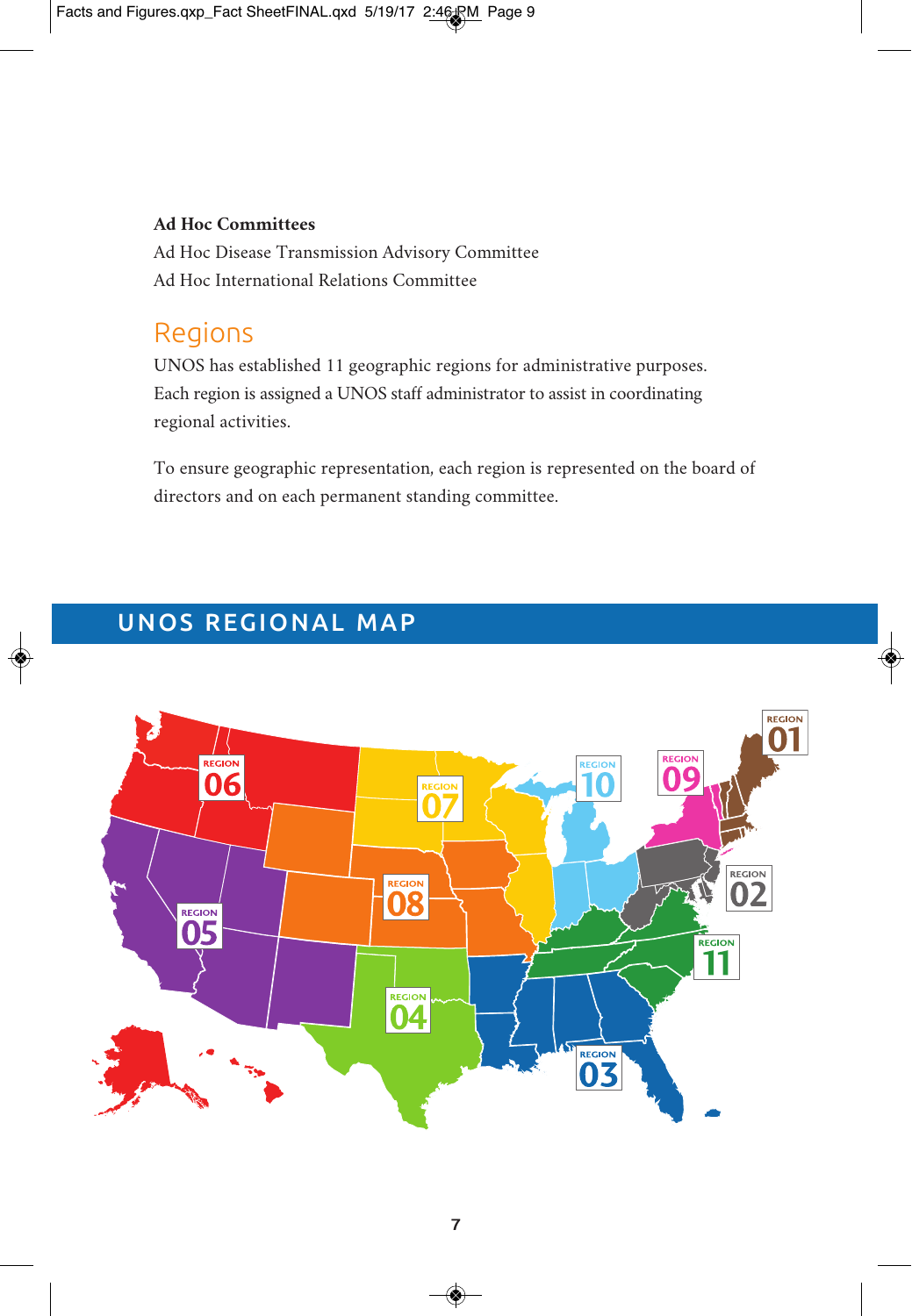**Ad Hoc Committees**

Ad Hoc Disease Transmission Advisory Committee

Ad Hoc International Relations Committee

## Regions

UNOS has established 11 geographic regions for administrative purposes. Each region is assigned a UNOS staff administrator to assist in coordinating regional activities.

To ensure geographic representation, each region is represented on the board of directors and on each permanent standing committee.

## UNOS REGIONAL MAP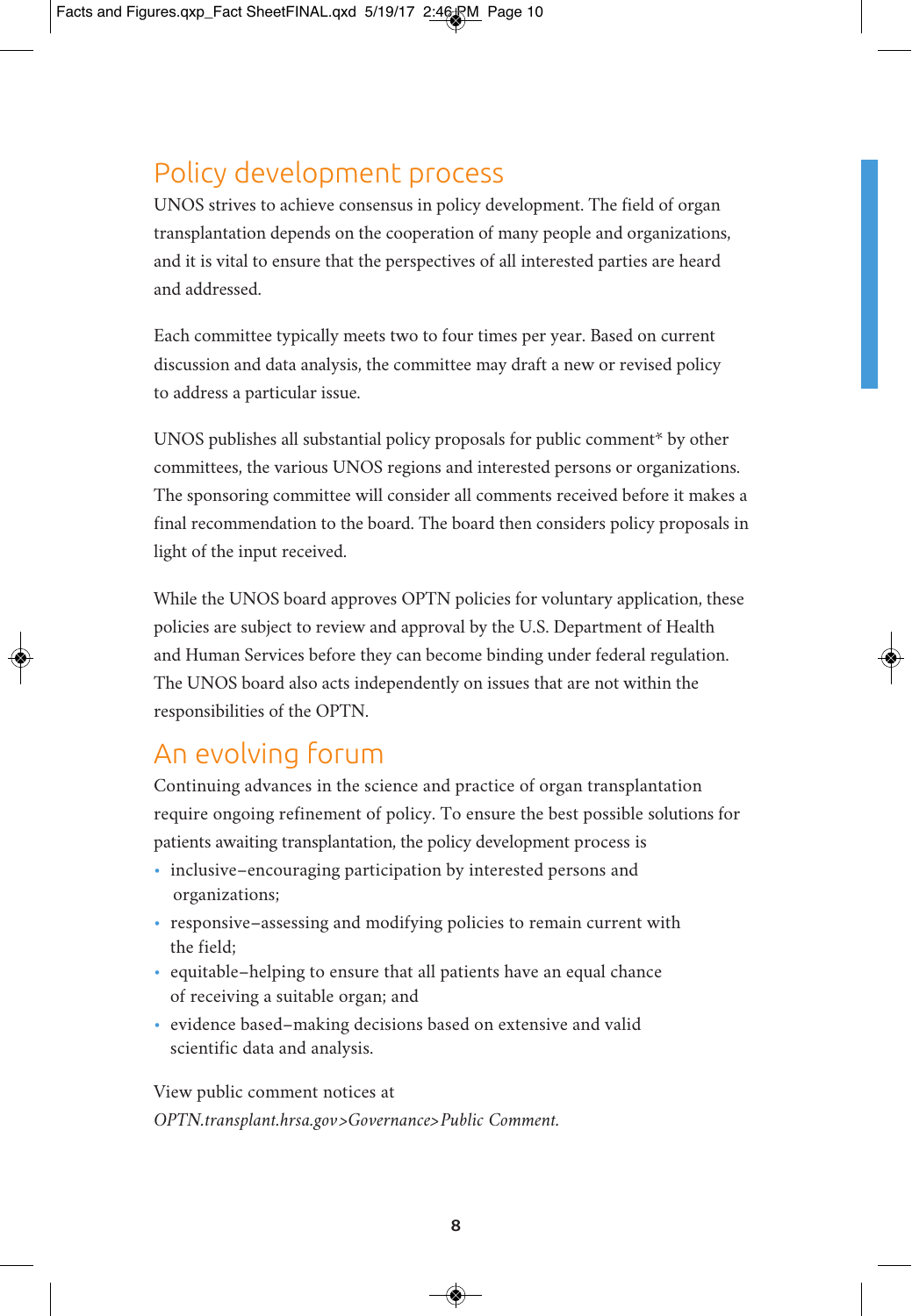## Policy development process

UNOS strives to achieve consensus in policy development. The field of organ transplantation depends on the cooperation of many people and organizations, and it is vital to ensure that the perspectives of all interested parties are heard and addressed.

Each committee typically meets two to four times per year. Based on current discussion and data analysis, the committee may draft a new or revised policy to address a particular issue.

UNOS publishes all substantial policy proposals for public comment* by other committees, the various UNOS regions and interested persons or organizations. The sponsoring committee will consider all comments received before it makes a final recommendation to the board. The board then considers policy proposals in light of the input received.

While the UNOS board approves OPTN policies for voluntary application, these policies are subject to review and approval by the U.S. Department of Health and Human Services before they can become binding under federal regulation. The UNOS board also acts independently on issues that are not within the responsibilities of the OPTN.

## An evolving forum

Continuing advances in the science and practice of organ transplantation require ongoing refinement of policy. To ensure the best possible solutions for patients awaiting transplantation, the policy development process is

- inclusive–encouraging participation by interested persons and organizations;
- responsive–assessing and modifying policies to remain current with the field;
- equitable–helping to ensure that all patients have an equal chance of receiving a suitable organ; and
- evidence based–making decisions based on extensive and valid scientific data and analysis.

View public comment notices at *OPTN.transplant.hrsa.gov>Governance>Public Comment.*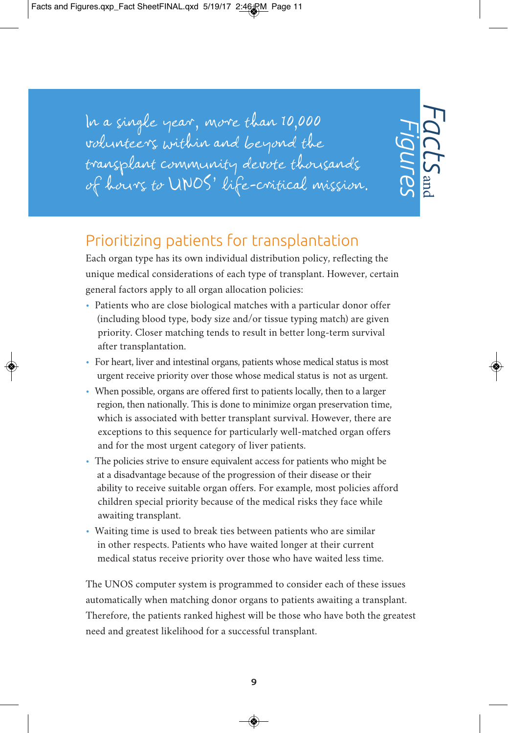*In a single year, more than 10,000 volunteers within and beyond the transplant community devote thousands of hours to UNOS' life-critical mission.*

## Prioritizing patients for transplantation

Each organ type has its own individual distribution policy, reflecting the unique medical considerations of each type of transplant. However, certain general factors apply to all organ allocation policies:

- Patients who are close biological matches with a particular donor offer (including blood type, body size and/or tissue typing match) are given priority. Closer matching tends to result in better long-term survival after transplantation.
- For heart, liver and intestinal organs, patients whose medical status is most urgent receive priority over those whose medical status is not as urgent.
- When possible, organs are offered first to patients locally, then to a larger region, then nationally. This is done to minimize organ preservation time, which is associated with better transplant survival. However, there are exceptions to this sequence for particularly well-matched organ offers and for the most urgent category of liver patients.
- The policies strive to ensure equivalent access for patients who might be at a disadvantage because of the progression of their disease or their ability to receive suitable organ offers. For example, most policies afford children special priority because of the medical risks they face while awaiting transplant.
- Waiting time is used to break ties between patients who are similar in other respects. Patients who have waited longer at their current medical status receive priority over those who have waited less time.

The UNOS computer system is programmed to consider each of these issues automatically when matching donor organs to patients awaiting a transplant. Therefore, the patients ranked highest will be those who have both the greatest need and greatest likelihood for a successful transplant.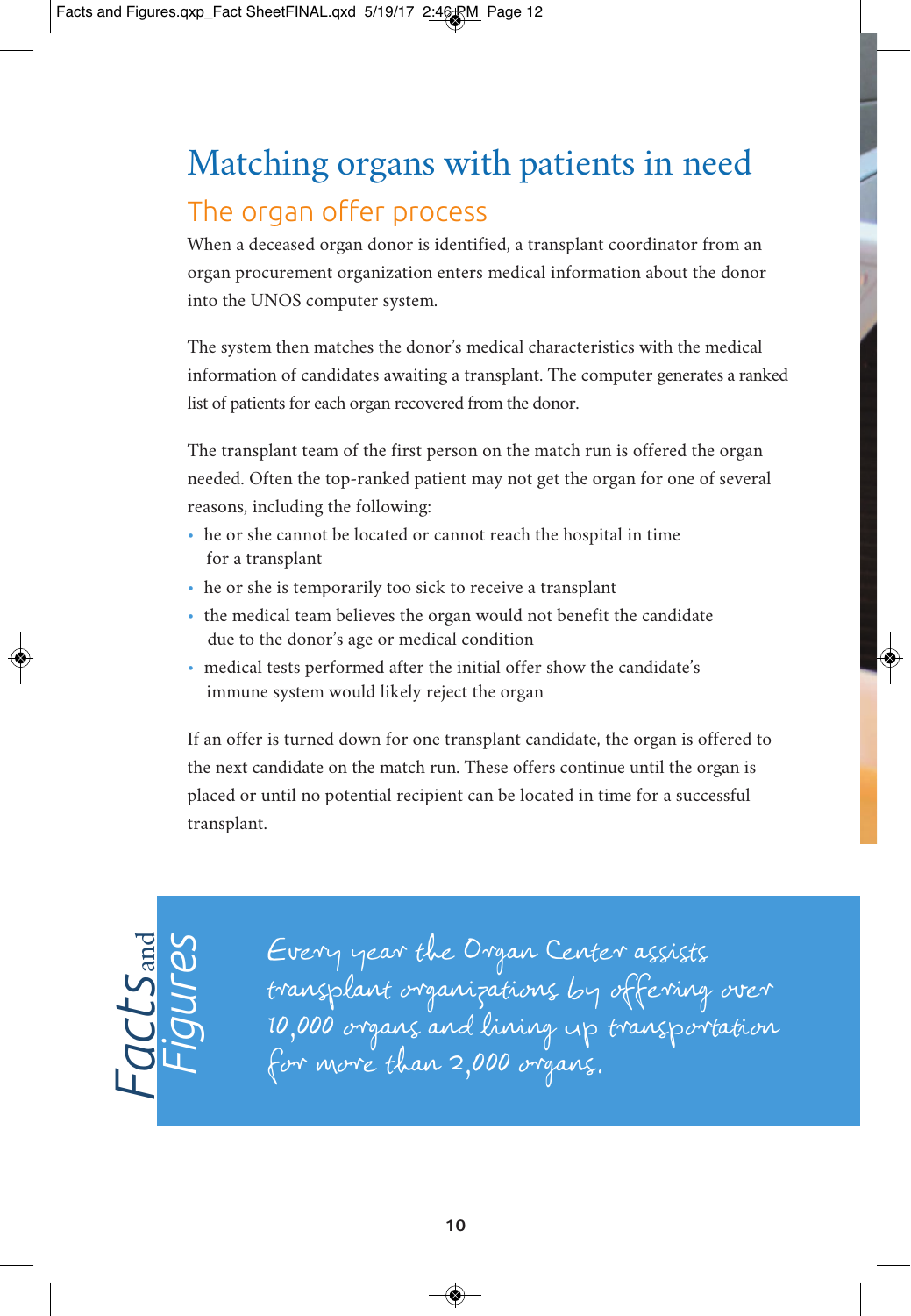# Matching organs with patients in need

## The organ offer process

When a deceased organ donor is identified, a transplant coordinator from an organ procurement organization enters medical information about the donor into the UNOS computer system.

The system then matches the donor's medical characteristics with the medical information of candidates awaiting a transplant. The computer generates a ranked list of patients for each organ recovered from the donor.

The transplant team of the first person on the match run is offered the organ needed. Often the top-ranked patient may not get the organ for one of several reasons, including the following:

- he or she cannot be located or cannot reach the hospital in time for a transplant
- he or she is temporarily too sick to receive a transplant
- the medical team believes the organ would not benefit the candidate due to the donor's age or medical condition
- medical tests performed after the initial offer show the candidate's immune system would likely reject the organ

If an offer is turned down for one transplant candidate, the organ is offered to the next candidate on the match run. These offers continue until the organ is placed or until no potential recipient can be located in time for a successful transplant.

**Facts and Figures**

*Every year the Organ Center assists transplant organizations by offering over 10,000 organs and lining up transportation for more than 2,000 organs.*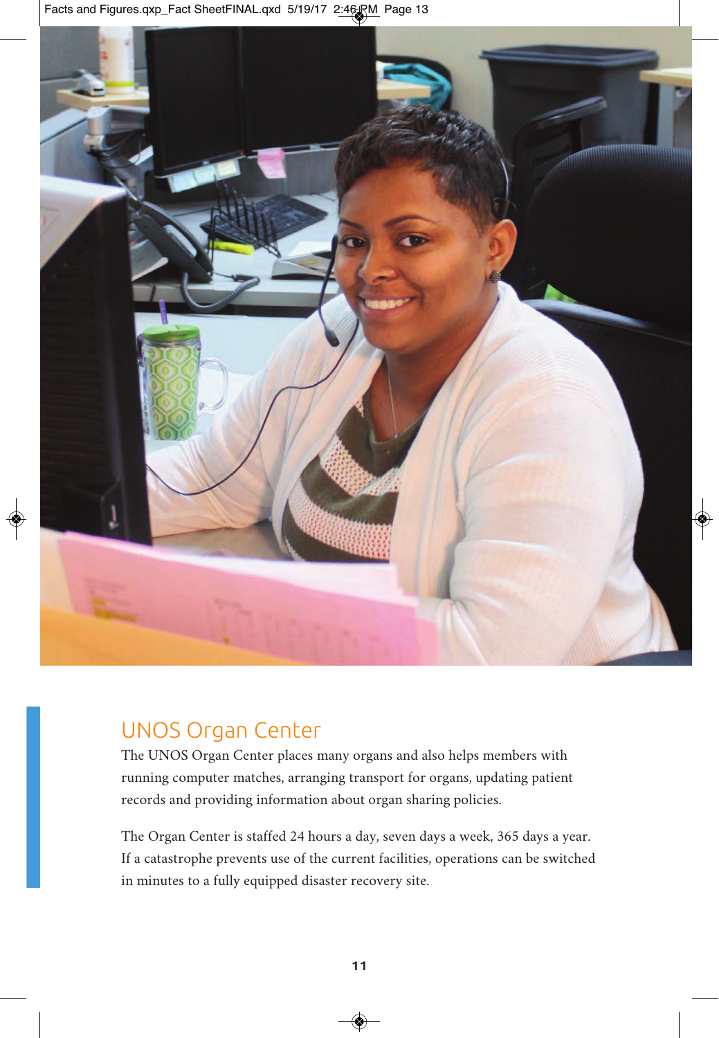## UNOS Organ Center

The UNOS Organ Center places many organs and also helps members with running computer matches, arranging transport for organs, updating patient records and providing information about organ sharing policies.

The Organ Center is staffed 24 hours a day, seven days a week, 365 days a year. If a catastrophe prevents use of the current facilities, operations can be switched in minutes to a fully equipped disaster recovery site.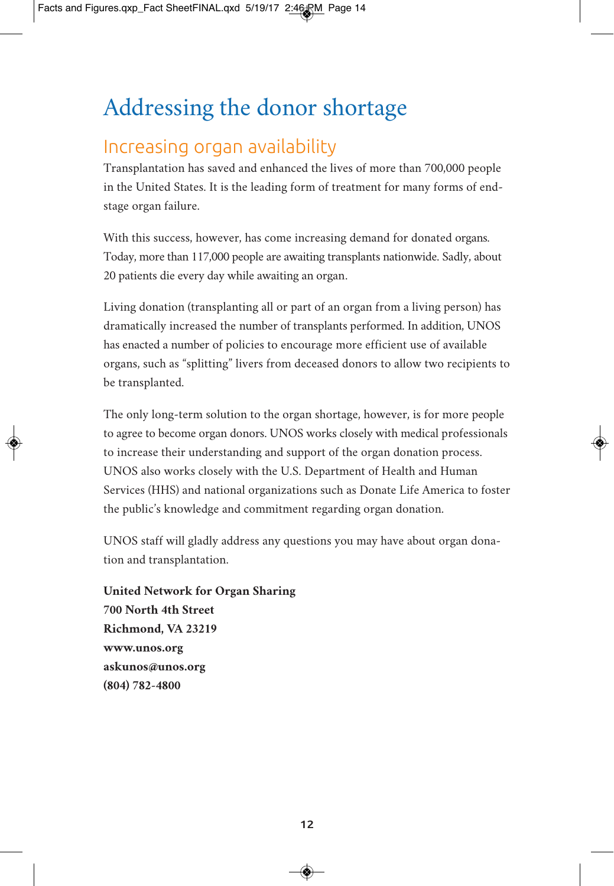# Addressing the donor shortage

## Increasing organ availability

Transplantation has saved and enhanced the lives of more than 700,000 people in the United States. It is the leading form of treatment for many forms of end-stage organ failure.

With this success, however, has come increasing demand for donated organs. Today, more than 117,000 people are awaiting transplants nationwide. Sadly, about 20 patients die every day while awaiting an organ.

Living donation (transplanting all or part of an organ from a living person) has dramatically increased the number of transplants performed. In addition, UNOS has enacted a number of policies to encourage more efficient use of available organs, such as "splitting" livers from deceased donors to allow two recipients to be transplanted.

The only long-term solution to the organ shortage, however, is for more people to agree to become organ donors. UNOS works closely with medical professionals to increase their understanding and support of the organ donation process. UNOS also works closely with the U.S. Department of Health and Human Services (HHS) and national organizations such as Donate Life America to foster the public's knowledge and commitment regarding organ donation.

UNOS staff will gladly address any questions you may have about organ donation and transplantation.

**United Network for Organ Sharing**
**700 North 4th Street**
**Richmond, VA 23219**
**www.unos.org**
**askunos@unos.org**
**(804) 782-4800**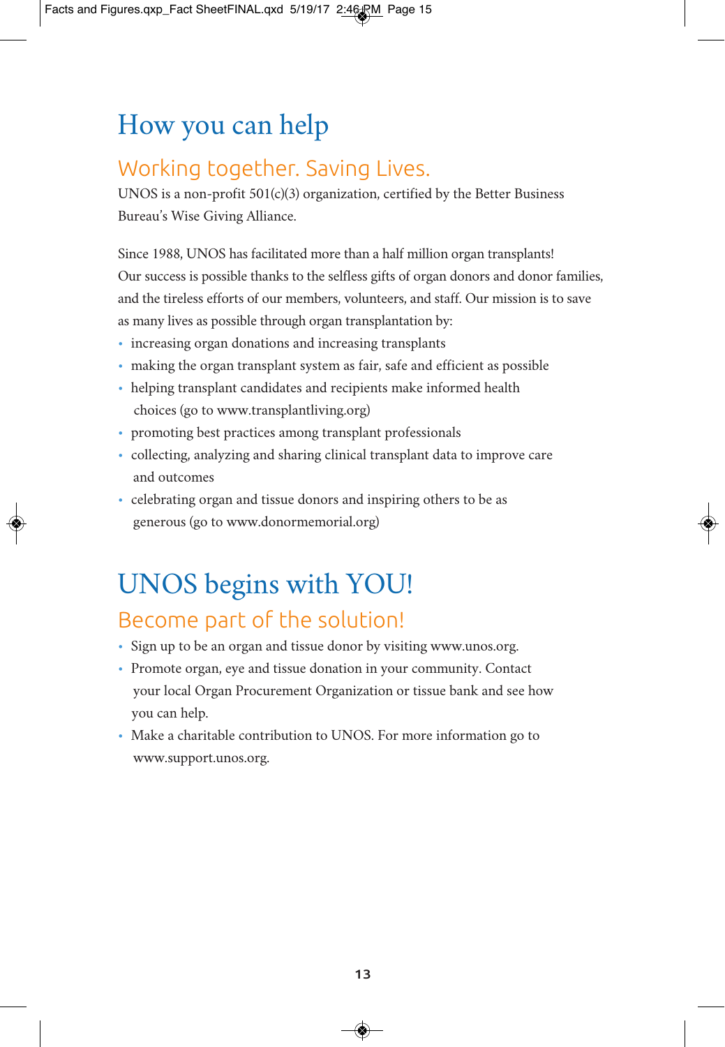# How you can help

## Working together. Saving Lives.

UNOS is a non-profit 501(c)(3) organization, certified by the Better Business Bureau's Wise Giving Alliance.

Since 1988, UNOS has facilitated more than a half million organ transplants! Our success is possible thanks to the selfless gifts of organ donors and donor families, and the tireless efforts of our members, volunteers, and staff. Our mission is to save as many lives as possible through organ transplantation by:

- increasing organ donations and increasing transplants
- making the organ transplant system as fair, safe and efficient as possible
- helping transplant candidates and recipients make informed health choices (go to www.transplantliving.org)
- promoting best practices among transplant professionals
- collecting, analyzing and sharing clinical transplant data to improve care and outcomes
- celebrating organ and tissue donors and inspiring others to be as generous (go to www.donormemorial.org)

# UNOS begins with YOU!

## Become part of the solution!

- Sign up to be an organ and tissue donor by visiting www.unos.org.
- Promote organ, eye and tissue donation in your community. Contact your local Organ Procurement Organization or tissue bank and see how you can help.
- Make a charitable contribution to UNOS. For more information go to www.support.unos.org.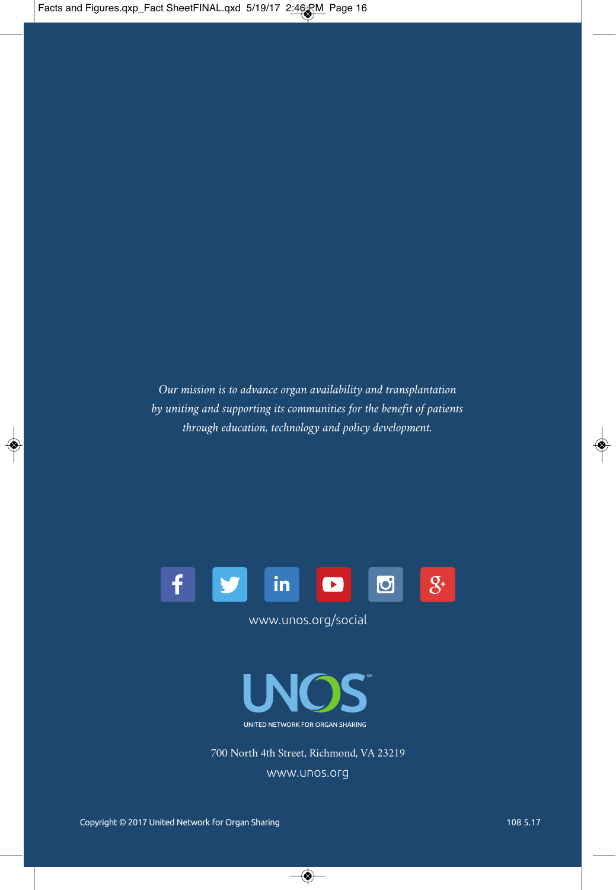*Our mission is to advance organ availability and transplantation by uniting and supporting its communities for the benefit of patients through education, technology and policy development.*

www.unos.org/social

UNOS[SM]

UNITED NETWORK FOR ORGAN SHARING

700 North 4th Street, Richmond, VA 23219

www.unos.org

Copyright © 2017 United Network for Organ Sharing

108 5.17